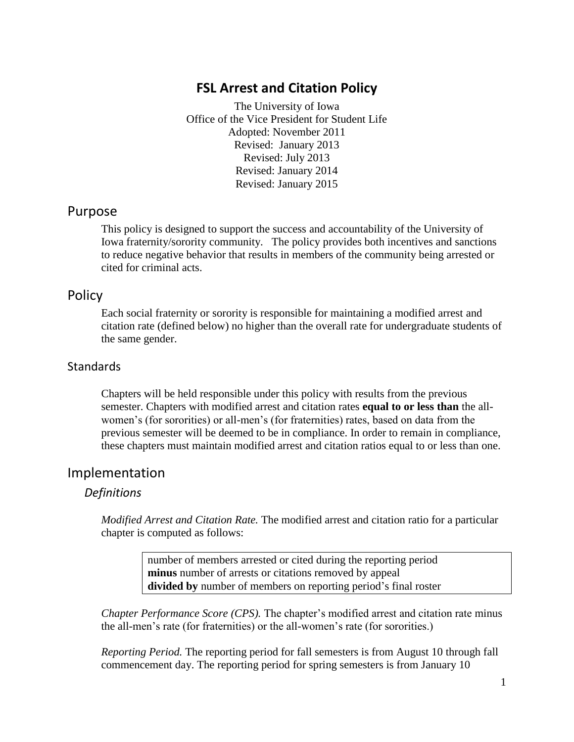# FSL Arrest and Citation Policy

The University of Iowa
Office of the Vice President for Student Life
Adopted: November 2011
Revised: January 2013
Revised: July 2013
Revised: January 2014
Revised: January 2015

## Purpose

This policy is designed to support the success and accountability of the University of Iowa fraternity/sorority community. The policy provides both incentives and sanctions to reduce negative behavior that results in members of the community being arrested or cited for criminal acts.

## Policy

Each social fraternity or sorority is responsible for maintaining a modified arrest and citation rate (defined below) no higher than the overall rate for undergraduate students of the same gender.

### Standards

Chapters will be held responsible under this policy with results from the previous semester. Chapters with modified arrest and citation rates **equal to or less than** the all-women's (for sororities) or all-men's (for fraternities) rates, based on data from the previous semester will be deemed to be in compliance. In order to remain in compliance, these chapters must maintain modified arrest and citation ratios equal to or less than one.

## Implementation

### *Definitions*

*Modified Arrest and Citation Rate.* The modified arrest and citation ratio for a particular chapter is computed as follows:

> number of members arrested or cited during the reporting period
> **minus** number of arrests or citations removed by appeal
> **divided by** number of members on reporting period's final roster

*Chapter Performance Score (CPS).* The chapter's modified arrest and citation rate minus the all-men's rate (for fraternities) or the all-women's rate (for sororities.)

*Reporting Period.* The reporting period for fall semesters is from August 10 through fall commencement day. The reporting period for spring semesters is from January 10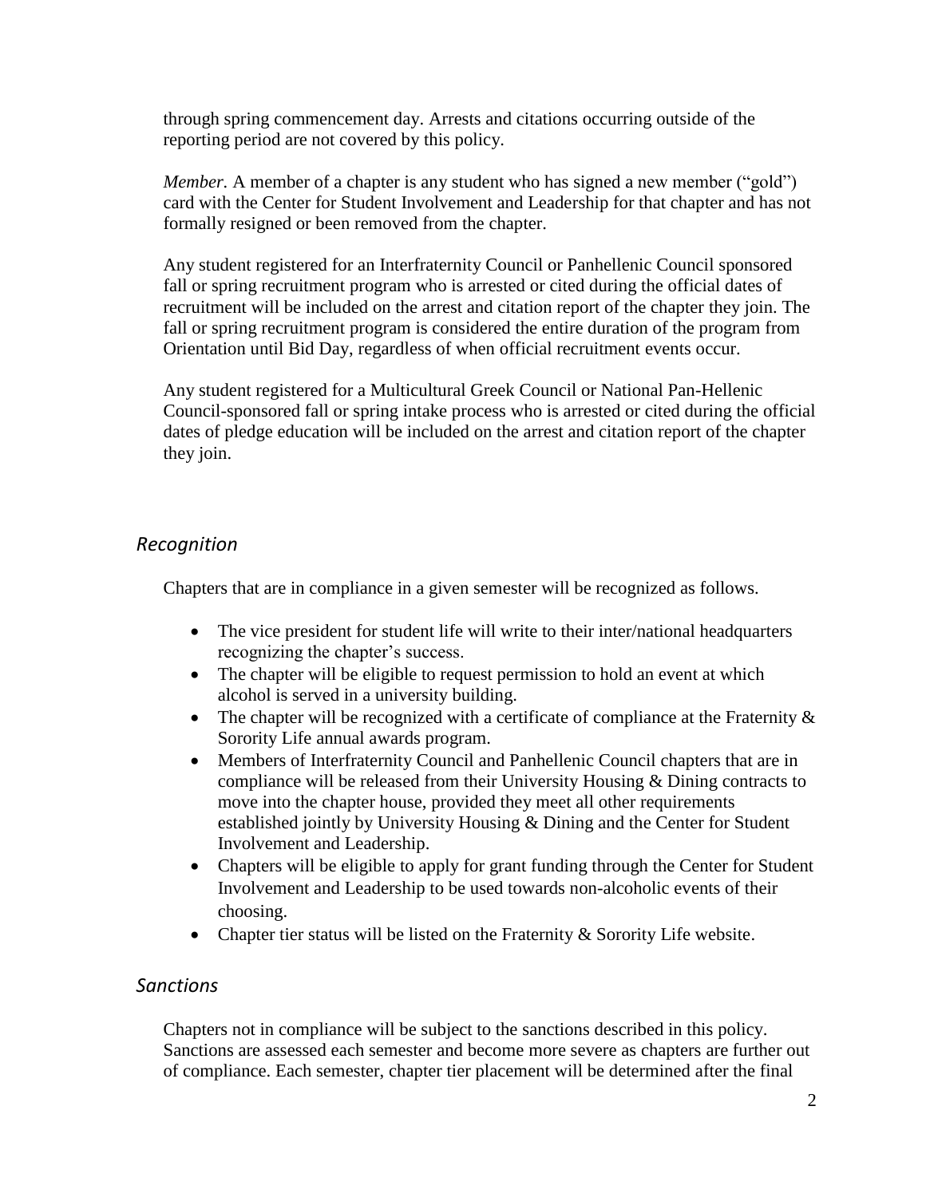through spring commencement day. Arrests and citations occurring outside of the reporting period are not covered by this policy.

*Member.* A member of a chapter is any student who has signed a new member ("gold") card with the Center for Student Involvement and Leadership for that chapter and has not formally resigned or been removed from the chapter.

Any student registered for an Interfraternity Council or Panhellenic Council sponsored fall or spring recruitment program who is arrested or cited during the official dates of recruitment will be included on the arrest and citation report of the chapter they join. The fall or spring recruitment program is considered the entire duration of the program from Orientation until Bid Day, regardless of when official recruitment events occur.

Any student registered for a Multicultural Greek Council or National Pan-Hellenic Council-sponsored fall or spring intake process who is arrested or cited during the official dates of pledge education will be included on the arrest and citation report of the chapter they join.

## *Recognition*

Chapters that are in compliance in a given semester will be recognized as follows.

- The vice president for student life will write to their inter/national headquarters recognizing the chapter's success.
- The chapter will be eligible to request permission to hold an event at which alcohol is served in a university building.
- The chapter will be recognized with a certificate of compliance at the Fraternity & Sorority Life annual awards program.
- Members of Interfraternity Council and Panhellenic Council chapters that are in compliance will be released from their University Housing & Dining contracts to move into the chapter house, provided they meet all other requirements established jointly by University Housing & Dining and the Center for Student Involvement and Leadership.
- Chapters will be eligible to apply for grant funding through the Center for Student Involvement and Leadership to be used towards non-alcoholic events of their choosing.
- Chapter tier status will be listed on the Fraternity & Sorority Life website.

## *Sanctions*

Chapters not in compliance will be subject to the sanctions described in this policy. Sanctions are assessed each semester and become more severe as chapters are further out of compliance. Each semester, chapter tier placement will be determined after the final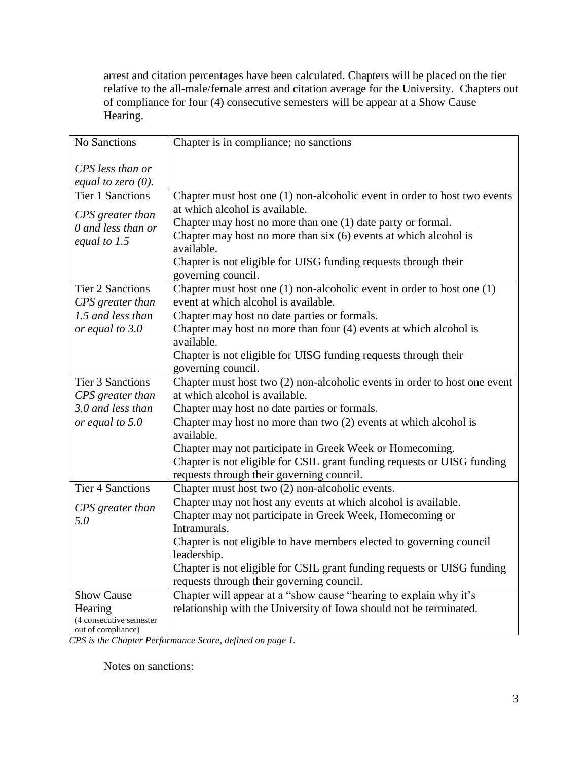arrest and citation percentages have been calculated. Chapters will be placed on the tier relative to the all-male/female arrest and citation average for the University. Chapters out of compliance for four (4) consecutive semesters will be appear at a Show Cause Hearing.

| No Sanctions<br><br>*CPS less than or equal to zero (0).* | Chapter is in compliance; no sanctions |
|---|---|
| Tier 1 Sanctions<br>*CPS greater than 0 and less than or equal to 1.5* | Chapter must host one (1) non-alcoholic event in order to host two events at which alcohol is available.<br>Chapter may host no more than one (1) date party or formal.<br>Chapter may host no more than six (6) events at which alcohol is available.<br>Chapter is not eligible for UISG funding requests through their governing council. |
| Tier 2 Sanctions<br>*CPS greater than 1.5 and less than or equal to 3.0* | Chapter must host one (1) non-alcoholic event in order to host one (1) event at which alcohol is available.<br>Chapter may host no date parties or formals.<br>Chapter may host no more than four (4) events at which alcohol is available.<br>Chapter is not eligible for UISG funding requests through their governing council. |
| Tier 3 Sanctions<br>*CPS greater than 3.0 and less than or equal to 5.0* | Chapter must host two (2) non-alcoholic events in order to host one event at which alcohol is available.<br>Chapter may host no date parties or formals.<br>Chapter may host no more than two (2) events at which alcohol is available.<br>Chapter may not participate in Greek Week or Homecoming.<br>Chapter is not eligible for CSIL grant funding requests or UISG funding requests through their governing council. |
| Tier 4 Sanctions<br>*CPS greater than 5.0* | Chapter must host two (2) non-alcoholic events.<br>Chapter may not host any events at which alcohol is available.<br>Chapter may not participate in Greek Week, Homecoming or Intramurals.<br>Chapter is not eligible to have members elected to governing council leadership.<br>Chapter is not eligible for CSIL grant funding requests or UISG funding requests through their governing council. |
| Show Cause Hearing<br>(4 consecutive semester out of compliance) | Chapter will appear at a "show cause "hearing to explain why it's relationship with the University of Iowa should not be terminated. |

*CPS is the Chapter Performance Score, defined on page 1.*

Notes on sanctions: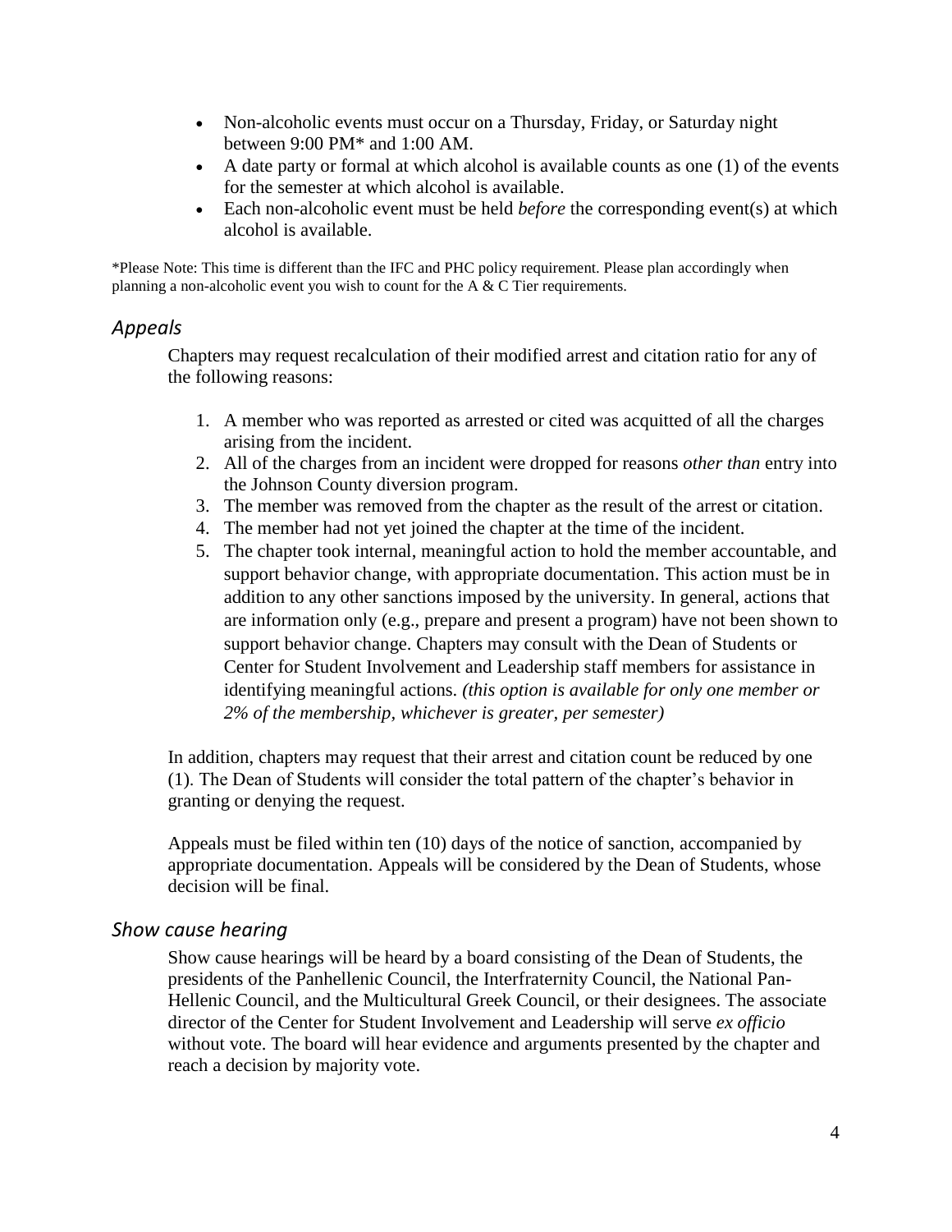- Non-alcoholic events must occur on a Thursday, Friday, or Saturday night between 9:00 PM* and 1:00 AM.
- A date party or formal at which alcohol is available counts as one (1) of the events for the semester at which alcohol is available.
- Each non-alcoholic event must be held *before* the corresponding event(s) at which alcohol is available.

*Please Note: This time is different than the IFC and PHC policy requirement. Please plan accordingly when planning a non-alcoholic event you wish to count for the A & C Tier requirements.

## *Appeals*

Chapters may request recalculation of their modified arrest and citation ratio for any of the following reasons:

1. A member who was reported as arrested or cited was acquitted of all the charges arising from the incident.
2. All of the charges from an incident were dropped for reasons *other than* entry into the Johnson County diversion program.
3. The member was removed from the chapter as the result of the arrest or citation.
4. The member had not yet joined the chapter at the time of the incident.
5. The chapter took internal, meaningful action to hold the member accountable, and support behavior change, with appropriate documentation. This action must be in addition to any other sanctions imposed by the university. In general, actions that are information only (e.g., prepare and present a program) have not been shown to support behavior change. Chapters may consult with the Dean of Students or Center for Student Involvement and Leadership staff members for assistance in identifying meaningful actions. *(this option is available for only one member or 2% of the membership, whichever is greater, per semester)*

In addition, chapters may request that their arrest and citation count be reduced by one (1). The Dean of Students will consider the total pattern of the chapter's behavior in granting or denying the request.

Appeals must be filed within ten (10) days of the notice of sanction, accompanied by appropriate documentation. Appeals will be considered by the Dean of Students, whose decision will be final.

## *Show cause hearing*

Show cause hearings will be heard by a board consisting of the Dean of Students, the presidents of the Panhellenic Council, the Interfraternity Council, the National Pan-Hellenic Council, and the Multicultural Greek Council, or their designees. The associate director of the Center for Student Involvement and Leadership will serve *ex officio* without vote. The board will hear evidence and arguments presented by the chapter and reach a decision by majority vote.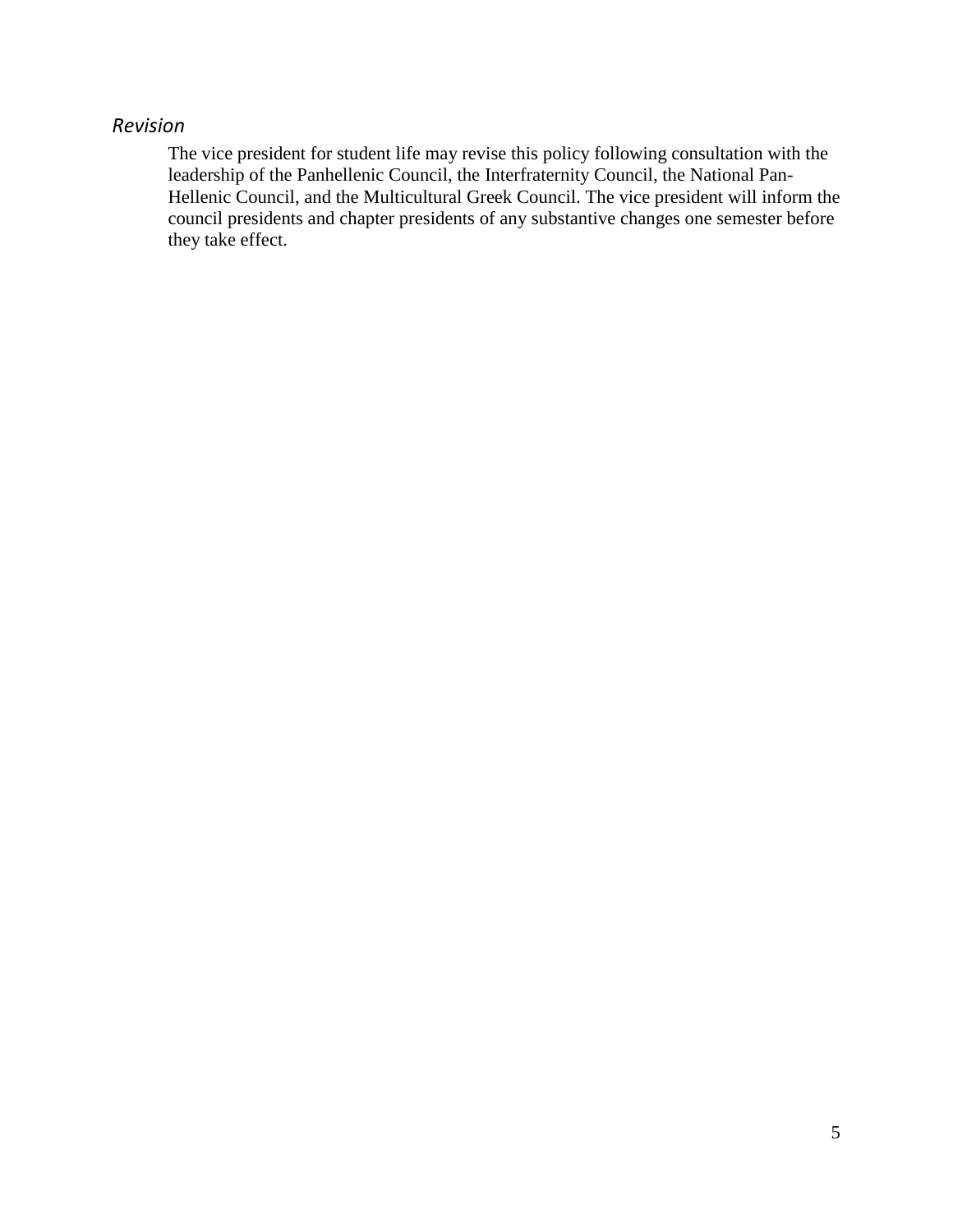### *Revision*

The vice president for student life may revise this policy following consultation with the leadership of the Panhellenic Council, the Interfraternity Council, the National Pan-Hellenic Council, and the Multicultural Greek Council. The vice president will inform the council presidents and chapter presidents of any substantive changes one semester before they take effect.